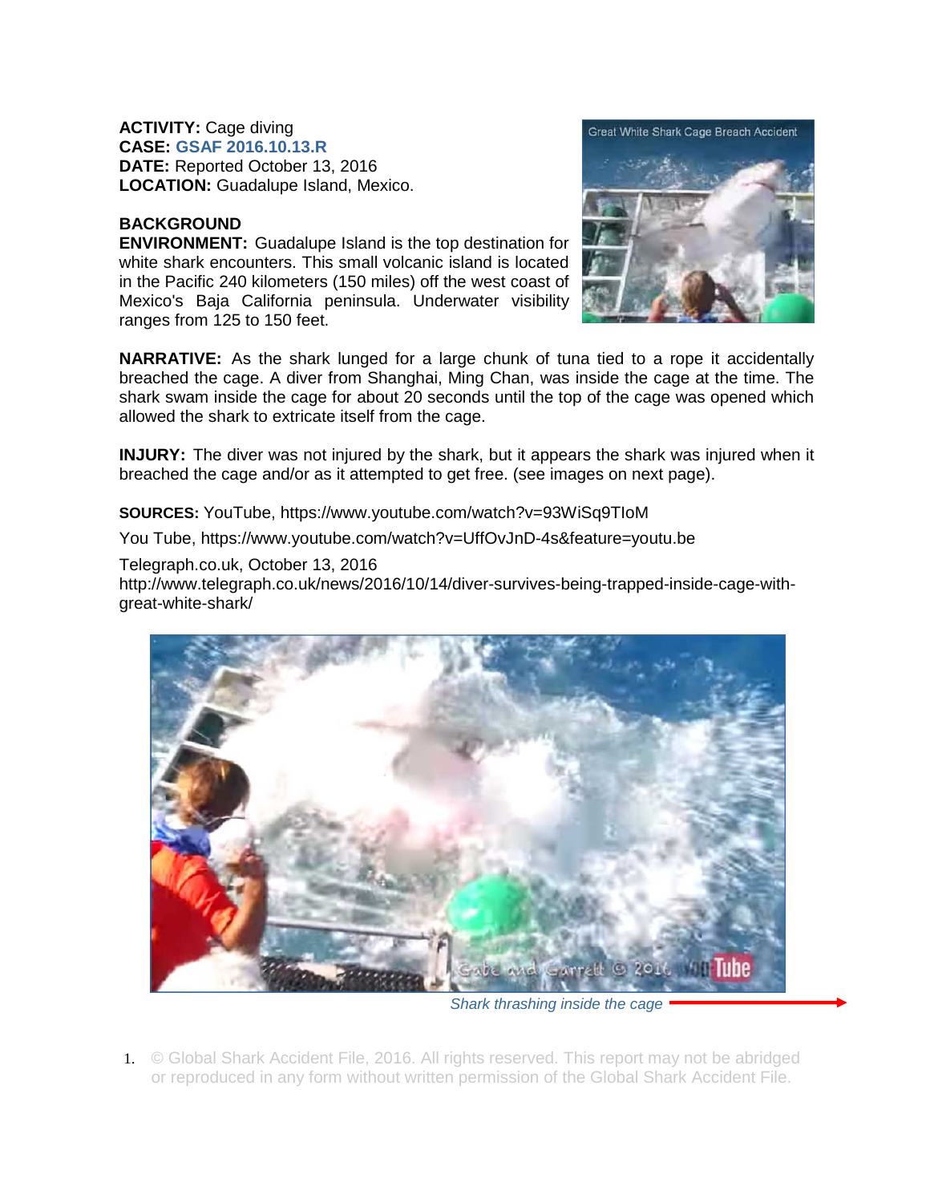**ACTIVITY:** Cage diving
**CASE:** GSAF 2016.10.13.R
**DATE:** Reported October 13, 2016
**LOCATION:** Guadalupe Island, Mexico.

**BACKGROUND**

**ENVIRONMENT:** Guadalupe Island is the top destination for white shark encounters. This small volcanic island is located in the Pacific 240 kilometers (150 miles) off the west coast of Mexico's Baja California peninsula. Underwater visibility ranges from 125 to 150 feet.

**NARRATIVE:** As the shark lunged for a large chunk of tuna tied to a rope it accidentally breached the cage. A diver from Shanghai, Ming Chan, was inside the cage at the time. The shark swam inside the cage for about 20 seconds until the top of the cage was opened which allowed the shark to extricate itself from the cage.

**INJURY:** The diver was not injured by the shark, but it appears the shark was injured when it breached the cage and/or as it attempted to get free. (see images on next page).

**SOURCES:** YouTube, https://www.youtube.com/watch?v=93WiSq9TIoM

You Tube, https://www.youtube.com/watch?v=UffOvJnD-4s&feature=youtu.be

Telegraph.co.uk, October 13, 2016
http://www.telegraph.co.uk/news/2016/10/14/diver-survives-being-trapped-inside-cage-with-great-white-shark/

*Shark thrashing inside the cage*

© Global Shark Accident File, 2016. All rights reserved. This report may not be abridged or reproduced in any form without written permission of the Global Shark Accident File.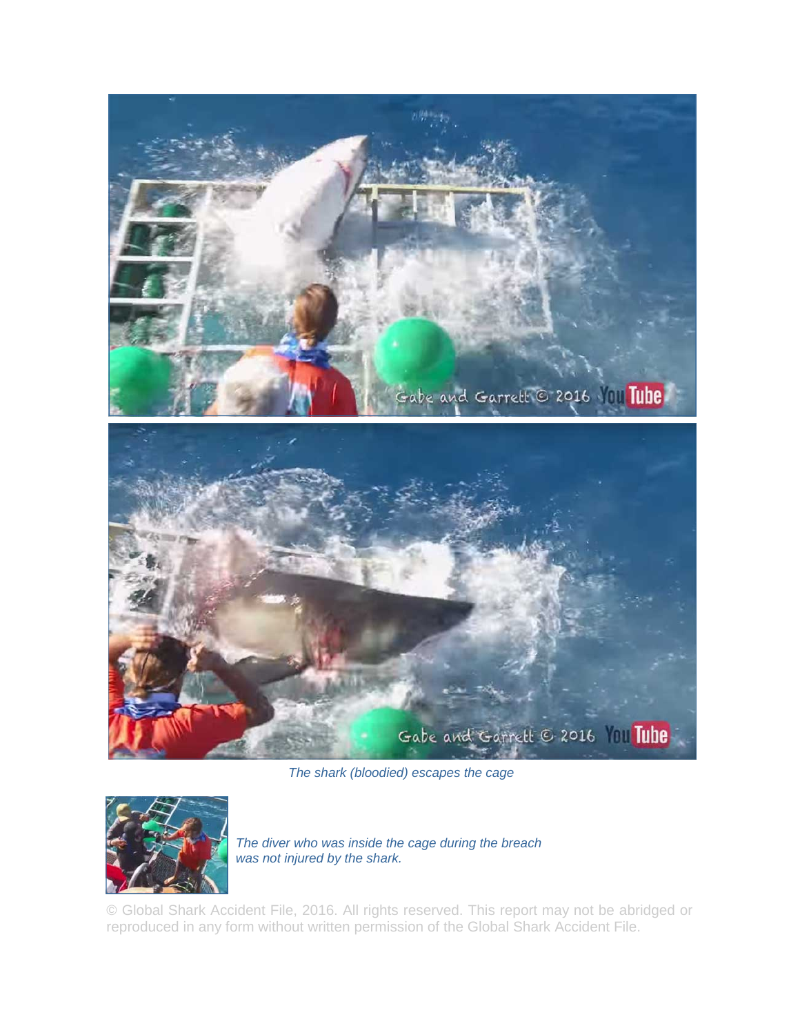*The shark (bloodied) escapes the cage*

*The diver who was inside the cage during the breach was not injured by the shark.*

© Global Shark Accident File, 2016. All rights reserved. This report may not be abridged or reproduced in any form without written permission of the Global Shark Accident File.